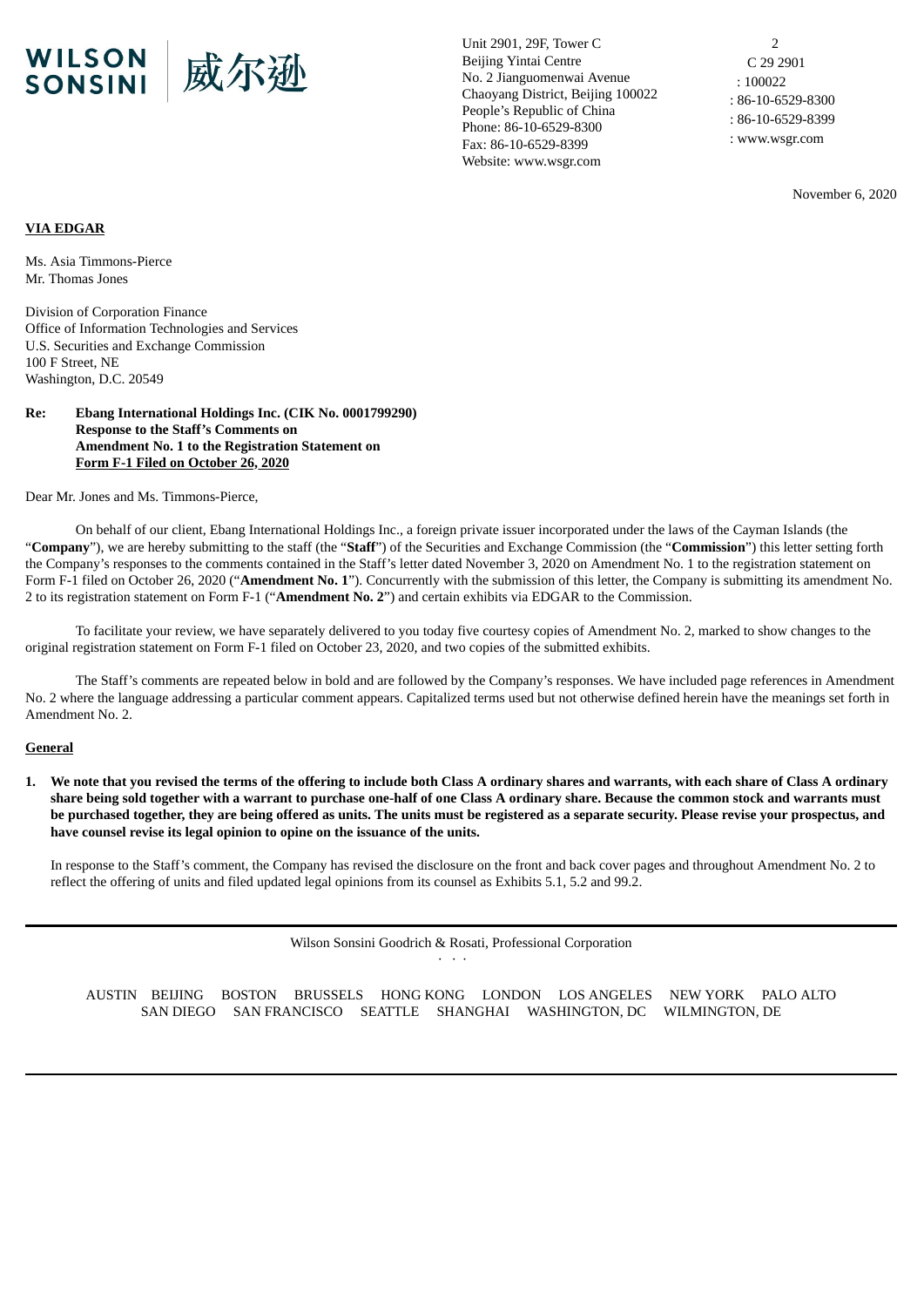WILSON SONSINI 威尔逊

Unit 2901, 29F, Tower C
Beijing Yintai Centre
No. 2 Jianguomenwai Avenue
Chaoyang District, Beijing 100022
People's Republic of China
Phone: 86-10-6529-8300
Fax: 86-10-6529-8399
Website: www.wsgr.com

2
C 29 2901
: 100022
: 86-10-6529-8300
: 86-10-6529-8399
: www.wsgr.com

November 6, 2020

**VIA EDGAR**

Ms. Asia Timmons-Pierce
Mr. Thomas Jones

Division of Corporation Finance
Office of Information Technologies and Services
U.S. Securities and Exchange Commission
100 F Street, NE
Washington, D.C. 20549

**Re: Ebang International Holdings Inc. (CIK No. 0001799290)**
**Response to the Staff's Comments on**
**Amendment No. 1 to the Registration Statement on**
**Form F-1 Filed on October 26, 2020**

Dear Mr. Jones and Ms. Timmons-Pierce,

On behalf of our client, Ebang International Holdings Inc., a foreign private issuer incorporated under the laws of the Cayman Islands (the "**Company**"), we are hereby submitting to the staff (the "**Staff**") of the Securities and Exchange Commission (the "**Commission**") this letter setting forth the Company's responses to the comments contained in the Staff's letter dated November 3, 2020 on Amendment No. 1 to the registration statement on Form F-1 filed on October 26, 2020 ("**Amendment No. 1**"). Concurrently with the submission of this letter, the Company is submitting its amendment No. 2 to its registration statement on Form F-1 ("**Amendment No. 2**") and certain exhibits via EDGAR to the Commission.

To facilitate your review, we have separately delivered to you today five courtesy copies of Amendment No. 2, marked to show changes to the original registration statement on Form F-1 filed on October 23, 2020, and two copies of the submitted exhibits.

The Staff's comments are repeated below in bold and are followed by the Company's responses. We have included page references in Amendment No. 2 where the language addressing a particular comment appears. Capitalized terms used but not otherwise defined herein have the meanings set forth in Amendment No. 2.

**General**

1. **We note that you revised the terms of the offering to include both Class A ordinary shares and warrants, with each share of Class A ordinary share being sold together with a warrant to purchase one-half of one Class A ordinary share. Because the common stock and warrants must be purchased together, they are being offered as units. The units must be registered as a separate security. Please revise your prospectus, and have counsel revise its legal opinion to opine on the issuance of the units.**

   In response to the Staff's comment, the Company has revised the disclosure on the front and back cover pages and throughout Amendment No. 2 to reflect the offering of units and filed updated legal opinions from its counsel as Exhibits 5.1, 5.2 and 99.2.

Wilson Sonsini Goodrich & Rosati, Professional Corporation

AUSTIN BEIJING BOSTON BRUSSELS HONG KONG LONDON LOS ANGELES NEW YORK PALO ALTO SAN DIEGO SAN FRANCISCO SEATTLE SHANGHAI WASHINGTON, DC WILMINGTON, DE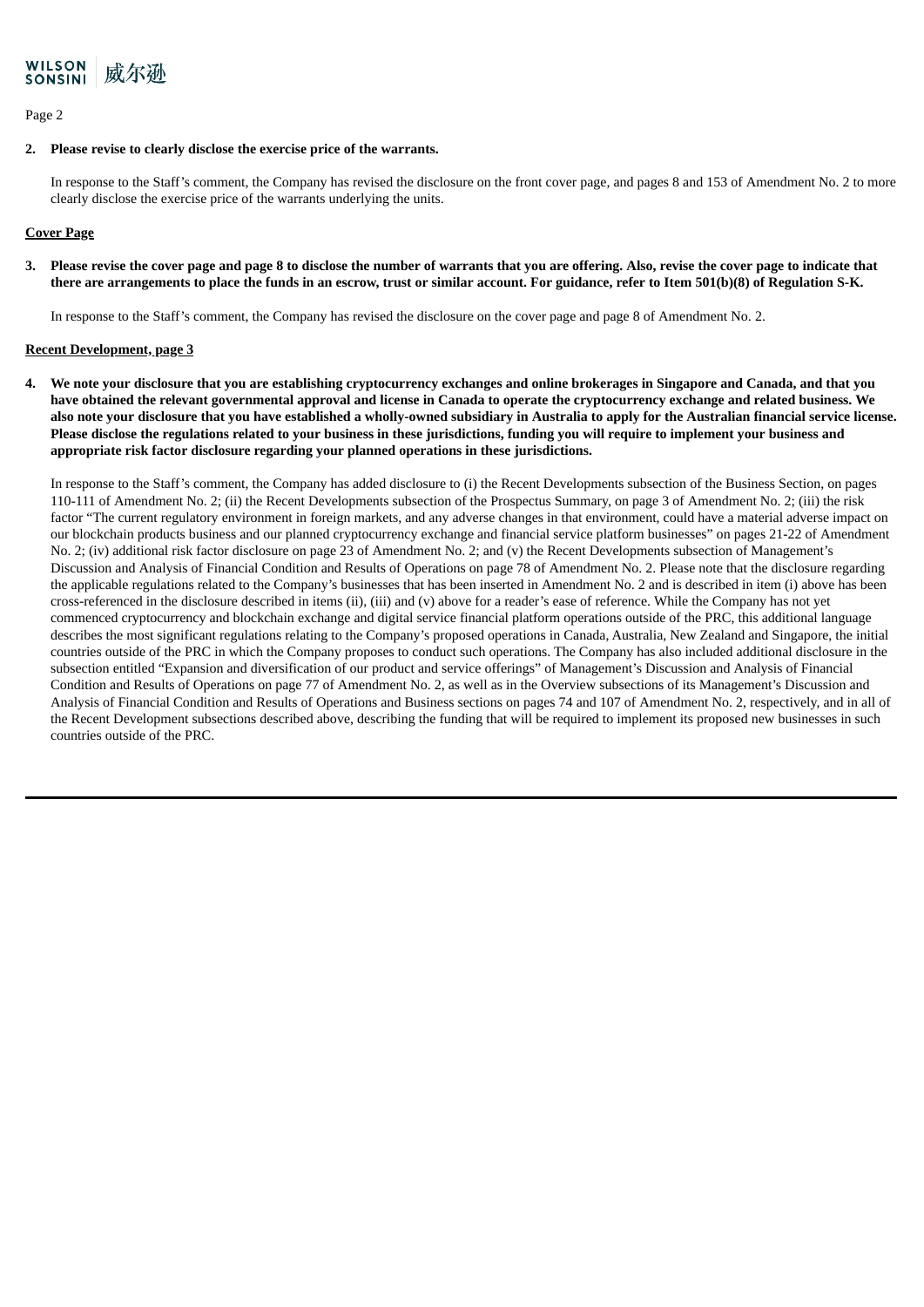**2. Please revise to clearly disclose the exercise price of the warrants.**

In response to the Staff's comment, the Company has revised the disclosure on the front cover page, and pages 8 and 153 of Amendment No. 2 to more clearly disclose the exercise price of the warrants underlying the units.

**Cover Page**

**3. Please revise the cover page and page 8 to disclose the number of warrants that you are offering. Also, revise the cover page to indicate that there are arrangements to place the funds in an escrow, trust or similar account. For guidance, refer to Item 501(b)(8) of Regulation S-K.**

In response to the Staff's comment, the Company has revised the disclosure on the cover page and page 8 of Amendment No. 2.

**Recent Development, page 3**

**4. We note your disclosure that you are establishing cryptocurrency exchanges and online brokerages in Singapore and Canada, and that you have obtained the relevant governmental approval and license in Canada to operate the cryptocurrency exchange and related business. We also note your disclosure that you have established a wholly-owned subsidiary in Australia to apply for the Australian financial service license. Please disclose the regulations related to your business in these jurisdictions, funding you will require to implement your business and appropriate risk factor disclosure regarding your planned operations in these jurisdictions.**

In response to the Staff's comment, the Company has added disclosure to (i) the Recent Developments subsection of the Business Section, on pages 110-111 of Amendment No. 2; (ii) the Recent Developments subsection of the Prospectus Summary, on page 3 of Amendment No. 2; (iii) the risk factor "The current regulatory environment in foreign markets, and any adverse changes in that environment, could have a material adverse impact on our blockchain products business and our planned cryptocurrency exchange and financial service platform businesses" on pages 21-22 of Amendment No. 2; (iv) additional risk factor disclosure on page 23 of Amendment No. 2; and (v) the Recent Developments subsection of Management's Discussion and Analysis of Financial Condition and Results of Operations on page 78 of Amendment No. 2. Please note that the disclosure regarding the applicable regulations related to the Company's businesses that has been inserted in Amendment No. 2 and is described in item (i) above has been cross-referenced in the disclosure described in items (ii), (iii) and (v) above for a reader's ease of reference. While the Company has not yet commenced cryptocurrency and blockchain exchange and digital service financial platform operations outside of the PRC, this additional language describes the most significant regulations relating to the Company's proposed operations in Canada, Australia, New Zealand and Singapore, the initial countries outside of the PRC in which the Company proposes to conduct such operations. The Company has also included additional disclosure in the subsection entitled "Expansion and diversification of our product and service offerings" of Management's Discussion and Analysis of Financial Condition and Results of Operations on page 77 of Amendment No. 2, as well as in the Overview subsections of its Management's Discussion and Analysis of Financial Condition and Results of Operations and Business sections on pages 74 and 107 of Amendment No. 2, respectively, and in all of the Recent Development subsections described above, describing the funding that will be required to implement its proposed new businesses in such countries outside of the PRC.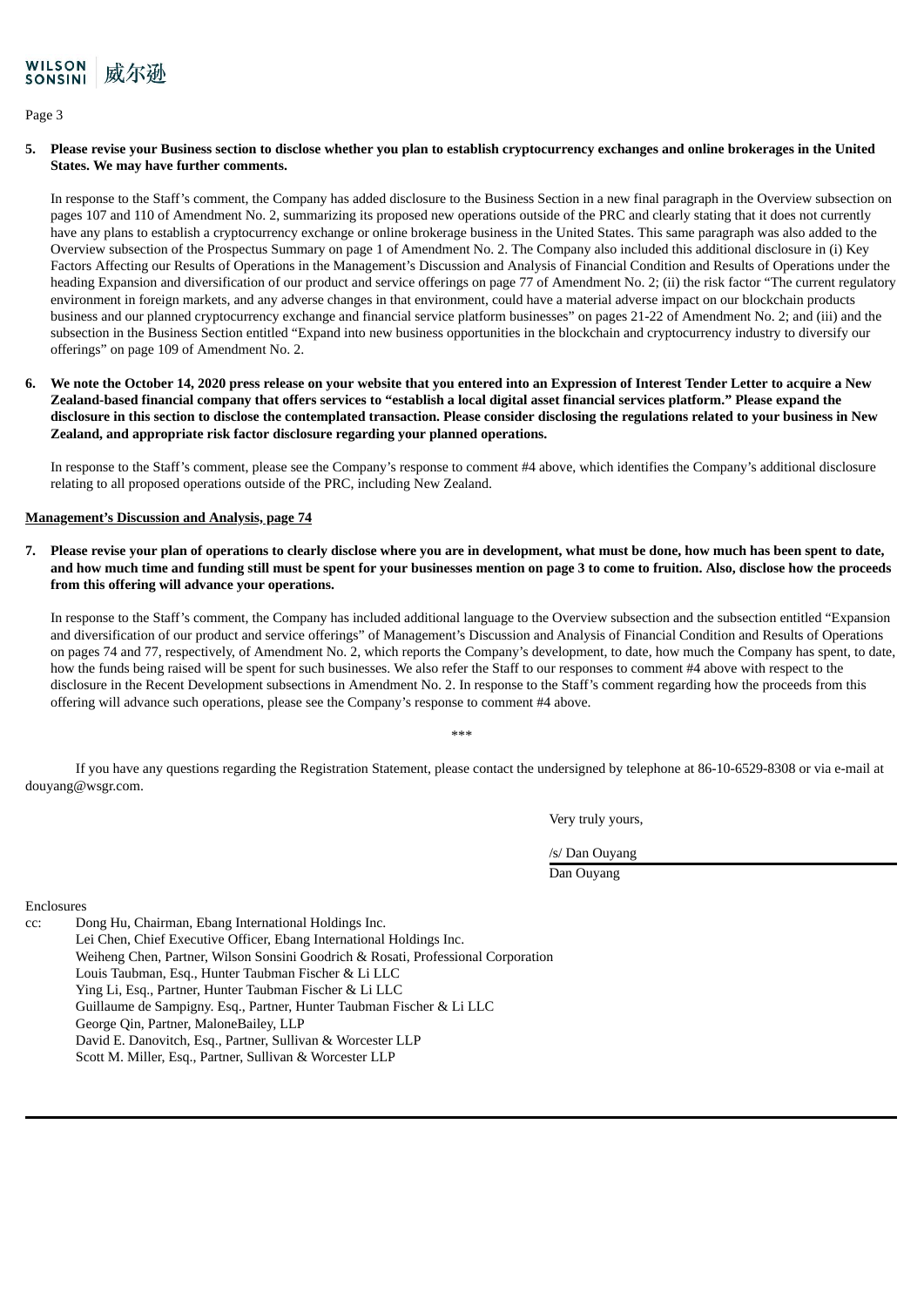**5. Please revise your Business section to disclose whether you plan to establish cryptocurrency exchanges and online brokerages in the United States. We may have further comments.**

In response to the Staff's comment, the Company has added disclosure to the Business Section in a new final paragraph in the Overview subsection on pages 107 and 110 of Amendment No. 2, summarizing its proposed new operations outside of the PRC and clearly stating that it does not currently have any plans to establish a cryptocurrency exchange or online brokerage business in the United States. This same paragraph was also added to the Overview subsection of the Prospectus Summary on page 1 of Amendment No. 2. The Company also included this additional disclosure in (i) Key Factors Affecting our Results of Operations in the Management's Discussion and Analysis of Financial Condition and Results of Operations under the heading Expansion and diversification of our product and service offerings on page 77 of Amendment No. 2; (ii) the risk factor "The current regulatory environment in foreign markets, and any adverse changes in that environment, could have a material adverse impact on our blockchain products business and our planned cryptocurrency exchange and financial service platform businesses" on pages 21-22 of Amendment No. 2; and (iii) and the subsection in the Business Section entitled "Expand into new business opportunities in the blockchain and cryptocurrency industry to diversify our offerings" on page 109 of Amendment No. 2.

**6. We note the October 14, 2020 press release on your website that you entered into an Expression of Interest Tender Letter to acquire a New Zealand-based financial company that offers services to "establish a local digital asset financial services platform." Please expand the disclosure in this section to disclose the contemplated transaction. Please consider disclosing the regulations related to your business in New Zealand, and appropriate risk factor disclosure regarding your planned operations.**

In response to the Staff's comment, please see the Company's response to comment #4 above, which identifies the Company's additional disclosure relating to all proposed operations outside of the PRC, including New Zealand.

**<u>Management's Discussion and Analysis, page 74</u>**

**7. Please revise your plan of operations to clearly disclose where you are in development, what must be done, how much has been spent to date, and how much time and funding still must be spent for your businesses mention on page 3 to come to fruition. Also, disclose how the proceeds from this offering will advance your operations.**

In response to the Staff's comment, the Company has included additional language to the Overview subsection and the subsection entitled "Expansion and diversification of our product and service offerings" of Management's Discussion and Analysis of Financial Condition and Results of Operations on pages 74 and 77, respectively, of Amendment No. 2, which reports the Company's development, to date, how much the Company has spent, to date, how the funds being raised will be spent for such businesses. We also refer the Staff to our responses to comment #4 above with respect to the disclosure in the Recent Development subsections in Amendment No. 2. In response to the Staff's comment regarding how the proceeds from this offering will advance such operations, please see the Company's response to comment #4 above.

\*\*\*

If you have any questions regarding the Registration Statement, please contact the undersigned by telephone at 86-10-6529-8308 or via e-mail at douyang@wsgr.com.

Very truly yours,

/s/ Dan Ouyang

Dan Ouyang

Enclosures

cc: Dong Hu, Chairman, Ebang International Holdings Inc.
Lei Chen, Chief Executive Officer, Ebang International Holdings Inc.
Weiheng Chen, Partner, Wilson Sonsini Goodrich & Rosati, Professional Corporation
Louis Taubman, Esq., Hunter Taubman Fischer & Li LLC
Ying Li, Esq., Partner, Hunter Taubman Fischer & Li LLC
Guillaume de Sampigny. Esq., Partner, Hunter Taubman Fischer & Li LLC
George Qin, Partner, MaloneBailey, LLP
David E. Danovitch, Esq., Partner, Sullivan & Worcester LLP
Scott M. Miller, Esq., Partner, Sullivan & Worcester LLP